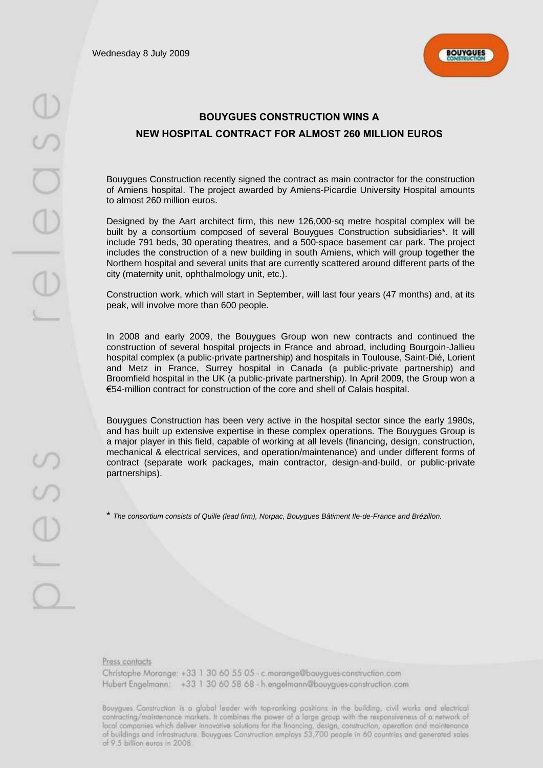Wednesday 8 July 2009

# BOUYGUES CONSTRUCTION WINS A NEW HOSPITAL CONTRACT FOR ALMOST 260 MILLION EUROS

Bouygues Construction recently signed the contract as main contractor for the construction of Amiens hospital. The project awarded by Amiens-Picardie University Hospital amounts to almost 260 million euros.

Designed by the Aart architect firm, this new 126,000-sq metre hospital complex will be built by a consortium composed of several Bouygues Construction subsidiaries*. It will include 791 beds, 30 operating theatres, and a 500-space basement car park. The project includes the construction of a new building in south Amiens, which will group together the Northern hospital and several units that are currently scattered around different parts of the city (maternity unit, ophthalmology unit, etc.).

Construction work, which will start in September, will last four years (47 months) and, at its peak, will involve more than 600 people.

In 2008 and early 2009, the Bouygues Group won new contracts and continued the construction of several hospital projects in France and abroad, including Bourgoin-Jallieu hospital complex (a public-private partnership) and hospitals in Toulouse, Saint-Dié, Lorient and Metz in France, Surrey hospital in Canada (a public-private partnership) and Broomfield hospital in the UK (a public-private partnership). In April 2009, the Group won a €54-million contract for construction of the core and shell of Calais hospital.

Bouygues Construction has been very active in the hospital sector since the early 1980s, and has built up extensive expertise in these complex operations. The Bouygues Group is a major player in this field, capable of working at all levels (financing, design, construction, mechanical & electrical services, and operation/maintenance) and under different forms of contract (separate work packages, main contractor, design-and-build, or public-private partnerships).

\* *The consortium consists of Quille (lead firm), Norpac, Bouygues Bâtiment Ile-de-France and Brézillon.*

Press contacts

Christophe Morange: +33 1 30 60 55 05 - c.morange@bouygues-construction.com

Hubert Engelmann: +33 1 30 60 58 68 - h.engelmann@bouygues-construction.com

Bouygues Construction is a global leader with top-ranking positions in the building, civil works and electrical contracting/maintenance markets. It combines the power of a large group with the responsiveness of a network of local companies which deliver innovative solutions for the financing, design, construction, operation and maintenance of buildings and infrastructure. Bouygues Construction employs 53,700 people in 60 countries and generated sales of 9.5 billion euros in 2008.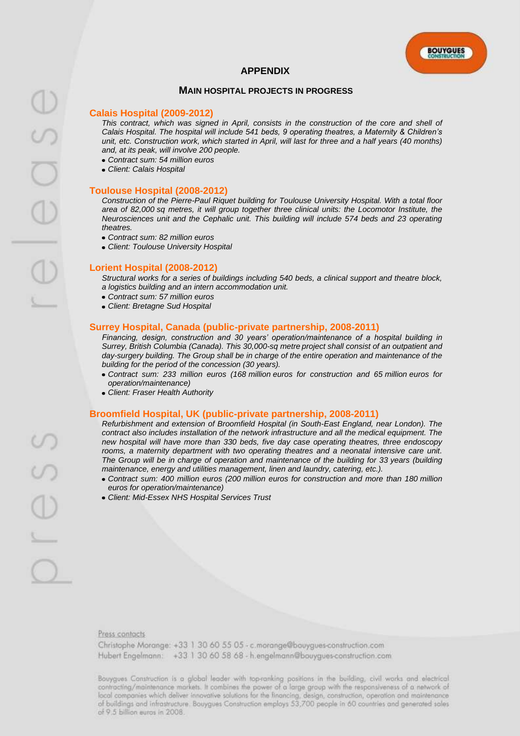# APPENDIX

## MAIN HOSPITAL PROJECTS IN PROGRESS

### Calais Hospital (2009-2012)

*This contract, which was signed in April, consists in the construction of the core and shell of Calais Hospital. The hospital will include 541 beds, 9 operating theatres, a Maternity & Children's unit, etc. Construction work, which started in April, will last for three and a half years (40 months) and, at its peak, will involve 200 people.*

- *Contract sum: 54 million euros*
- *Client: Calais Hospital*

### Toulouse Hospital (2008-2012)

*Construction of the Pierre-Paul Riquet building for Toulouse University Hospital. With a total floor area of 82,000 sq metres, it will group together three clinical units: the Locomotor Institute, the Neurosciences unit and the Cephalic unit. This building will include 574 beds and 23 operating theatres.*

- *Contract sum: 82 million euros*
- *Client: Toulouse University Hospital*

### Lorient Hospital (2008-2012)

*Structural works for a series of buildings including 540 beds, a clinical support and theatre block, a logistics building and an intern accommodation unit.*

- *Contract sum: 57 million euros*
- *Client: Bretagne Sud Hospital*

### Surrey Hospital, Canada (public-private partnership, 2008-2011)

*Financing, design, construction and 30 years' operation/maintenance of a hospital building in Surrey, British Columbia (Canada). This 30,000-sq metre project shall consist of an outpatient and day-surgery building. The Group shall be in charge of the entire operation and maintenance of the building for the period of the concession (30 years).*

- *Contract sum: 233 million euros (168 million euros for construction and 65 million euros for operation/maintenance)*
- *Client: Fraser Health Authority*

### Broomfield Hospital, UK (public-private partnership, 2008-2011)

*Refurbishment and extension of Broomfield Hospital (in South-East England, near London). The contract also includes installation of the network infrastructure and all the medical equipment. The new hospital will have more than 330 beds, five day case operating theatres, three endoscopy rooms, a maternity department with two operating theatres and a neonatal intensive care unit. The Group will be in charge of operation and maintenance of the building for 33 years (building maintenance, energy and utilities management, linen and laundry, catering, etc.).*

- *Contract sum: 400 million euros (200 million euros for construction and more than 180 million euros for operation/maintenance)*
- *Client: Mid-Essex NHS Hospital Services Trust*

Press contacts

Christophe Morange: +33 1 30 60 55 05 - c.morange@bouygues-construction.com
Hubert Engelmann: +33 1 30 60 58 68 - h.engelmann@bouygues-construction.com

Bouygues Construction is a global leader with top-ranking positions in the building, civil works and electrical contracting/maintenance markets. It combines the power of a large group with the responsiveness of a network of local companies which deliver innovative solutions for the financing, design, construction, operation and maintenance of buildings and infrastructure. Bouygues Construction employs 53,700 people in 60 countries and generated sales of 9.5 billion euros in 2008.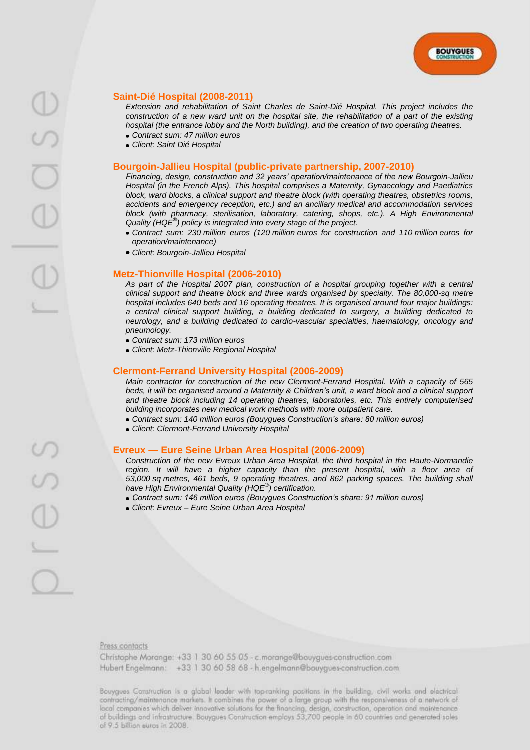## Saint-Dié Hospital (2008-2011)

*Extension and rehabilitation of Saint Charles de Saint-Dié Hospital. This project includes the construction of a new ward unit on the hospital site, the rehabilitation of a part of the existing hospital (the entrance lobby and the North building), and the creation of two operating theatres.*

- *Contract sum: 47 million euros*
- *Client: Saint Dié Hospital*

## Bourgoin-Jallieu Hospital (public-private partnership, 2007-2010)

*Financing, design, construction and 32 years' operation/maintenance of the new Bourgoin-Jallieu Hospital (in the French Alps). This hospital comprises a Maternity, Gynaecology and Paediatrics block, ward blocks, a clinical support and theatre block (with operating theatres, obstetrics rooms, accidents and emergency reception, etc.) and an ancillary medical and accommodation services block (with pharmacy, sterilisation, laboratory, catering, shops, etc.). A High Environmental Quality (HQE®) policy is integrated into every stage of the project.*

- *Contract sum: 230 million euros (120 million euros for construction and 110 million euros for operation/maintenance)*
- *Client: Bourgoin-Jallieu Hospital*

## Metz-Thionville Hospital (2006-2010)

*As part of the Hospital 2007 plan, construction of a hospital grouping together with a central clinical support and theatre block and three wards organised by specialty. The 80,000-sq metre hospital includes 640 beds and 16 operating theatres. It is organised around four major buildings: a central clinical support building, a building dedicated to surgery, a building dedicated to neurology, and a building dedicated to cardio-vascular specialties, haematology, oncology and pneumology.*

- *Contract sum: 173 million euros*
- *Client: Metz-Thionville Regional Hospital*

## Clermont-Ferrand University Hospital (2006-2009)

*Main contractor for construction of the new Clermont-Ferrand Hospital. With a capacity of 565 beds, it will be organised around a Maternity & Children's unit, a ward block and a clinical support and theatre block including 14 operating theatres, laboratories, etc. This entirely computerised building incorporates new medical work methods with more outpatient care.*

- *Contract sum: 140 million euros (Bouygues Construction's share: 80 million euros)*
- *Client: Clermont-Ferrand University Hospital*

## Evreux — Eure Seine Urban Area Hospital (2006-2009)

*Construction of the new Evreux Urban Area Hospital, the third hospital in the Haute-Normandie region. It will have a higher capacity than the present hospital, with a floor area of 53,000 sq metres, 461 beds, 9 operating theatres, and 862 parking spaces. The building shall have High Environmental Quality (HQE®) certification.*

- *Contract sum: 146 million euros (Bouygues Construction's share: 91 million euros)*
- *Client: Evreux – Eure Seine Urban Area Hospital*

Press contacts

Christophe Morange: +33 1 30 60 55 05 - c.morange@bouygues-construction.com
Hubert Engelmann: +33 1 30 60 58 68 - h.engelmann@bouygues-construction.com

Bouygues Construction is a global leader with top-ranking positions in the building, civil works and electrical contracting/maintenance markets. It combines the power of a large group with the responsiveness of a network of local companies which deliver innovative solutions for the financing, design, construction, operation and maintenance of buildings and infrastructure. Bouygues Construction employs 53,700 people in 60 countries and generated sales of 9.5 billion euros in 2008.